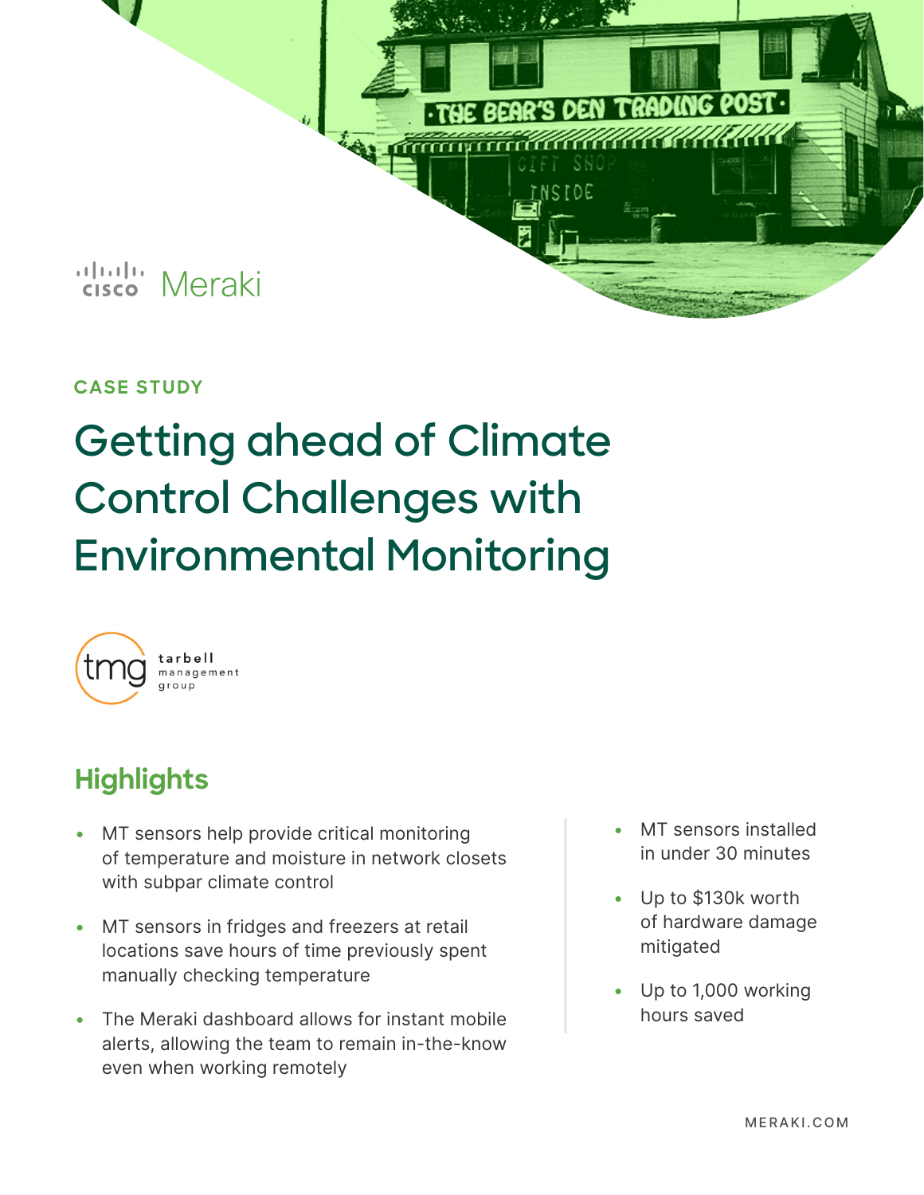Cisco Meraki

CASE STUDY

# Getting ahead of Climate Control Challenges with Environmental Monitoring

tmg tarbell management group

## Highlights

- MT sensors help provide critical monitoring of temperature and moisture in network closets with subpar climate control
- MT sensors in fridges and freezers at retail locations save hours of time previously spent manually checking temperature
- The Meraki dashboard allows for instant mobile alerts, allowing the team to remain in-the-know even when working remotely

- MT sensors installed in under 30 minutes
- Up to $130k worth of hardware damage mitigated
- Up to 1,000 working hours saved

MERAKI.COM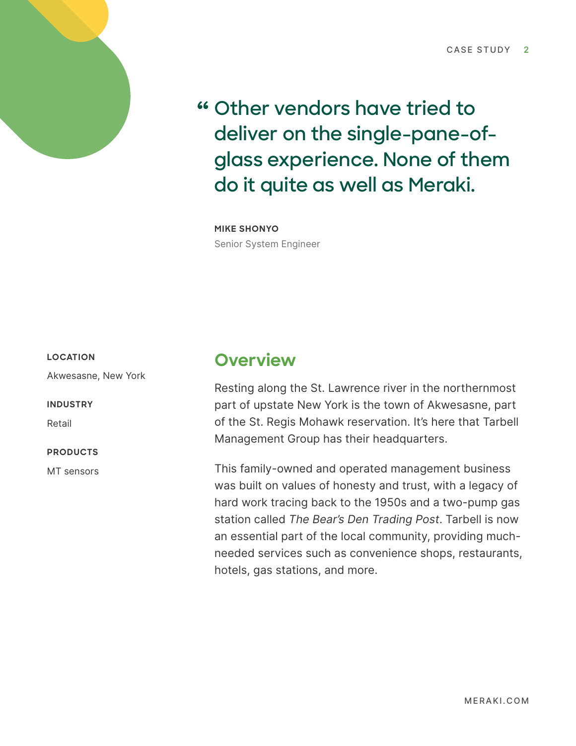> “ Other vendors have tried to deliver on the single-pane-of-glass experience. None of them do it quite as well as Meraki.

**MIKE SHONYO**
Senior System Engineer

**LOCATION**

Akwesasne, New York

**INDUSTRY**

Retail

**PRODUCTS**

MT sensors

## Overview

Resting along the St. Lawrence river in the northernmost part of upstate New York is the town of Akwesasne, part of the St. Regis Mohawk reservation. It's here that Tarbell Management Group has their headquarters.

This family-owned and operated management business was built on values of honesty and trust, with a legacy of hard work tracing back to the 1950s and a two-pump gas station called *The Bear's Den Trading Post*. Tarbell is now an essential part of the local community, providing much-needed services such as convenience shops, restaurants, hotels, gas stations, and more.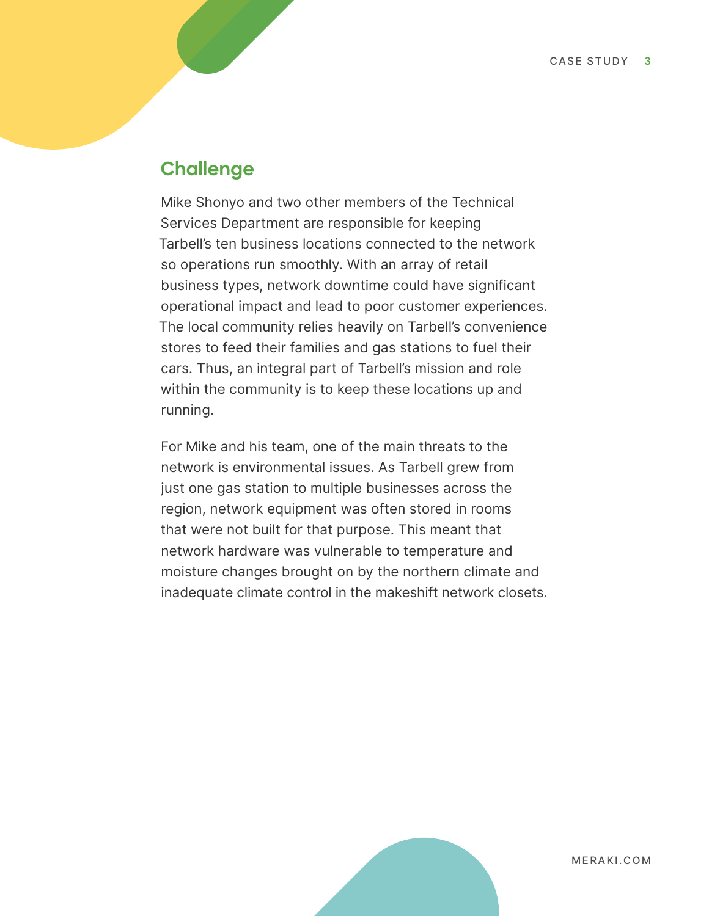## Challenge

Mike Shonyo and two other members of the Technical Services Department are responsible for keeping Tarbell's ten business locations connected to the network so operations run smoothly. With an array of retail business types, network downtime could have significant operational impact and lead to poor customer experiences. The local community relies heavily on Tarbell's convenience stores to feed their families and gas stations to fuel their cars. Thus, an integral part of Tarbell's mission and role within the community is to keep these locations up and running.

For Mike and his team, one of the main threats to the network is environmental issues. As Tarbell grew from just one gas station to multiple businesses across the region, network equipment was often stored in rooms that were not built for that purpose. This meant that network hardware was vulnerable to temperature and moisture changes brought on by the northern climate and inadequate climate control in the makeshift network closets.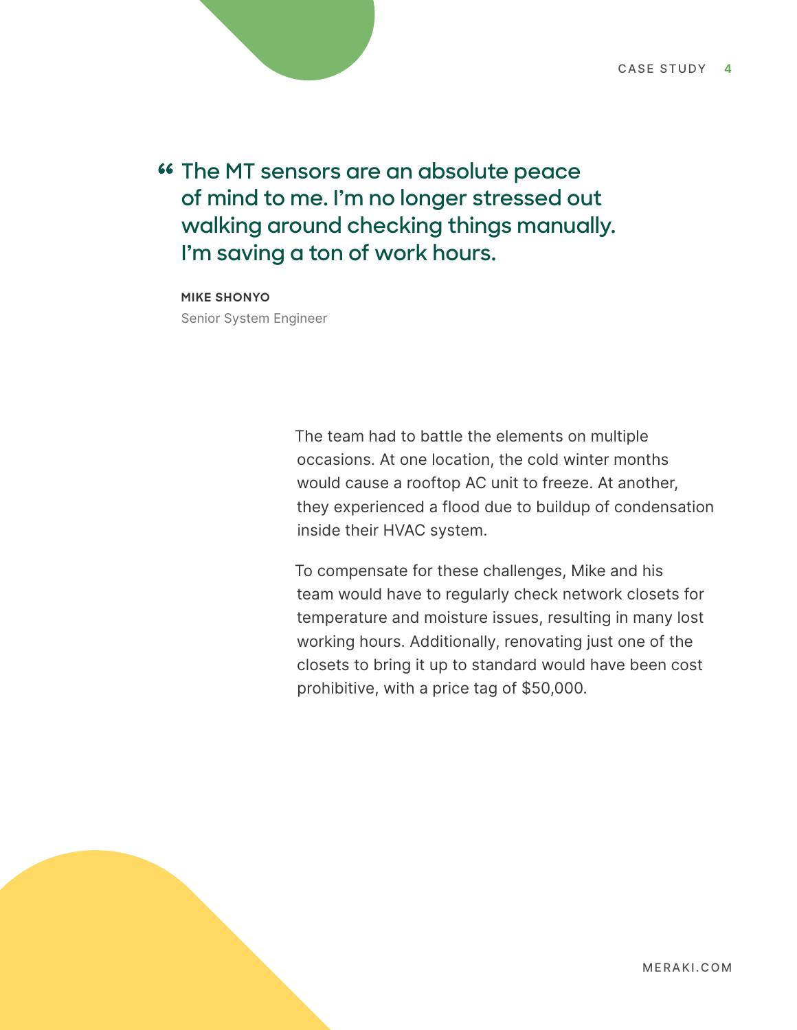> “The MT sensors are an absolute peace of mind to me. I’m no longer stressed out walking around checking things manually. I’m saving a ton of work hours.
>
> **MIKE SHONYO**
> Senior System Engineer

The team had to battle the elements on multiple occasions. At one location, the cold winter months would cause a rooftop AC unit to freeze. At another, they experienced a flood due to buildup of condensation inside their HVAC system.

To compensate for these challenges, Mike and his team would have to regularly check network closets for temperature and moisture issues, resulting in many lost working hours. Additionally, renovating just one of the closets to bring it up to standard would have been cost prohibitive, with a price tag of $50,000.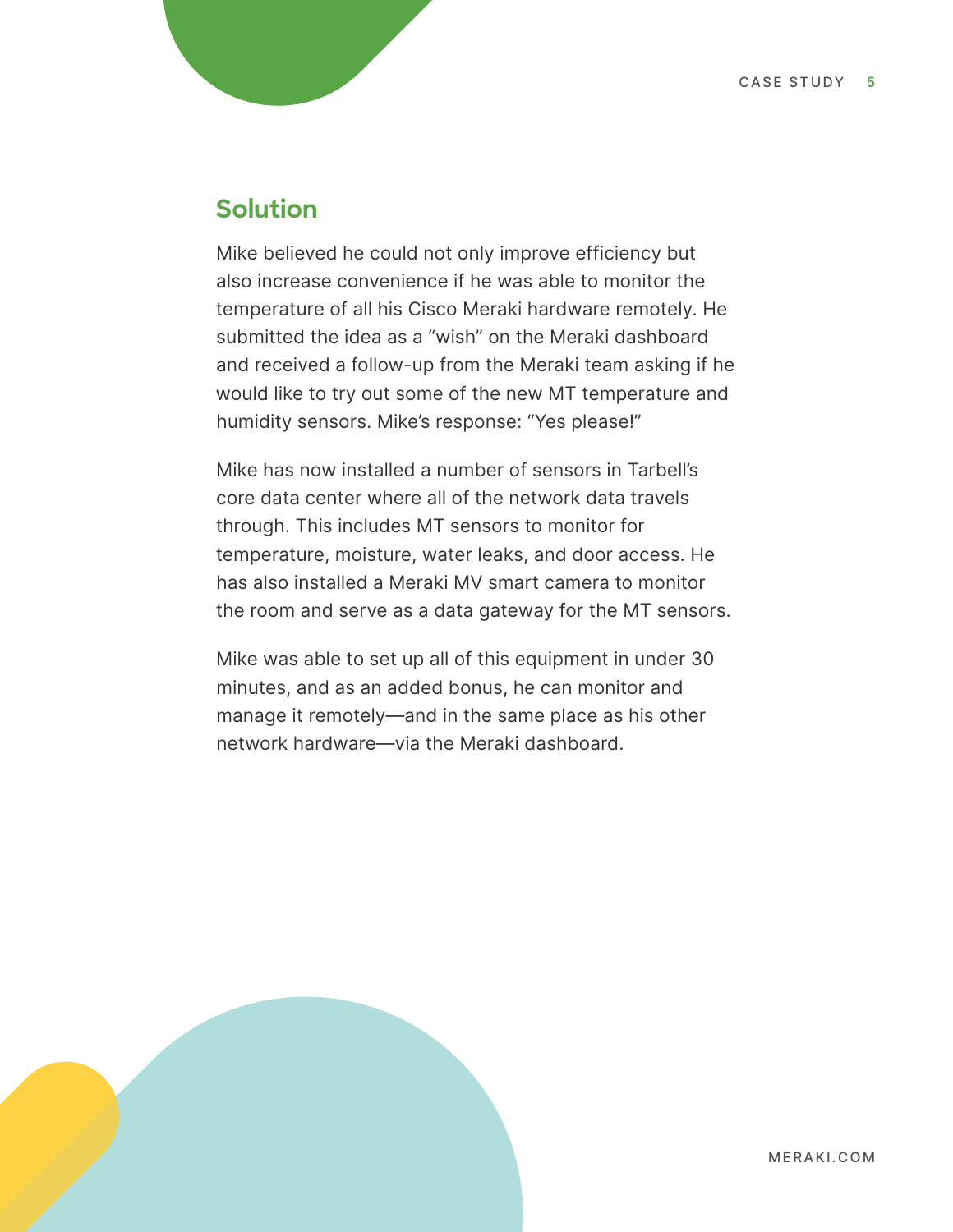## Solution

Mike believed he could not only improve efficiency but also increase convenience if he was able to monitor the temperature of all his Cisco Meraki hardware remotely. He submitted the idea as a "wish" on the Meraki dashboard and received a follow-up from the Meraki team asking if he would like to try out some of the new MT temperature and humidity sensors. Mike's response: "Yes please!"

Mike has now installed a number of sensors in Tarbell's core data center where all of the network data travels through. This includes MT sensors to monitor for temperature, moisture, water leaks, and door access. He has also installed a Meraki MV smart camera to monitor the room and serve as a data gateway for the MT sensors.

Mike was able to set up all of this equipment in under 30 minutes, and as an added bonus, he can monitor and manage it remotely—and in the same place as his other network hardware—via the Meraki dashboard.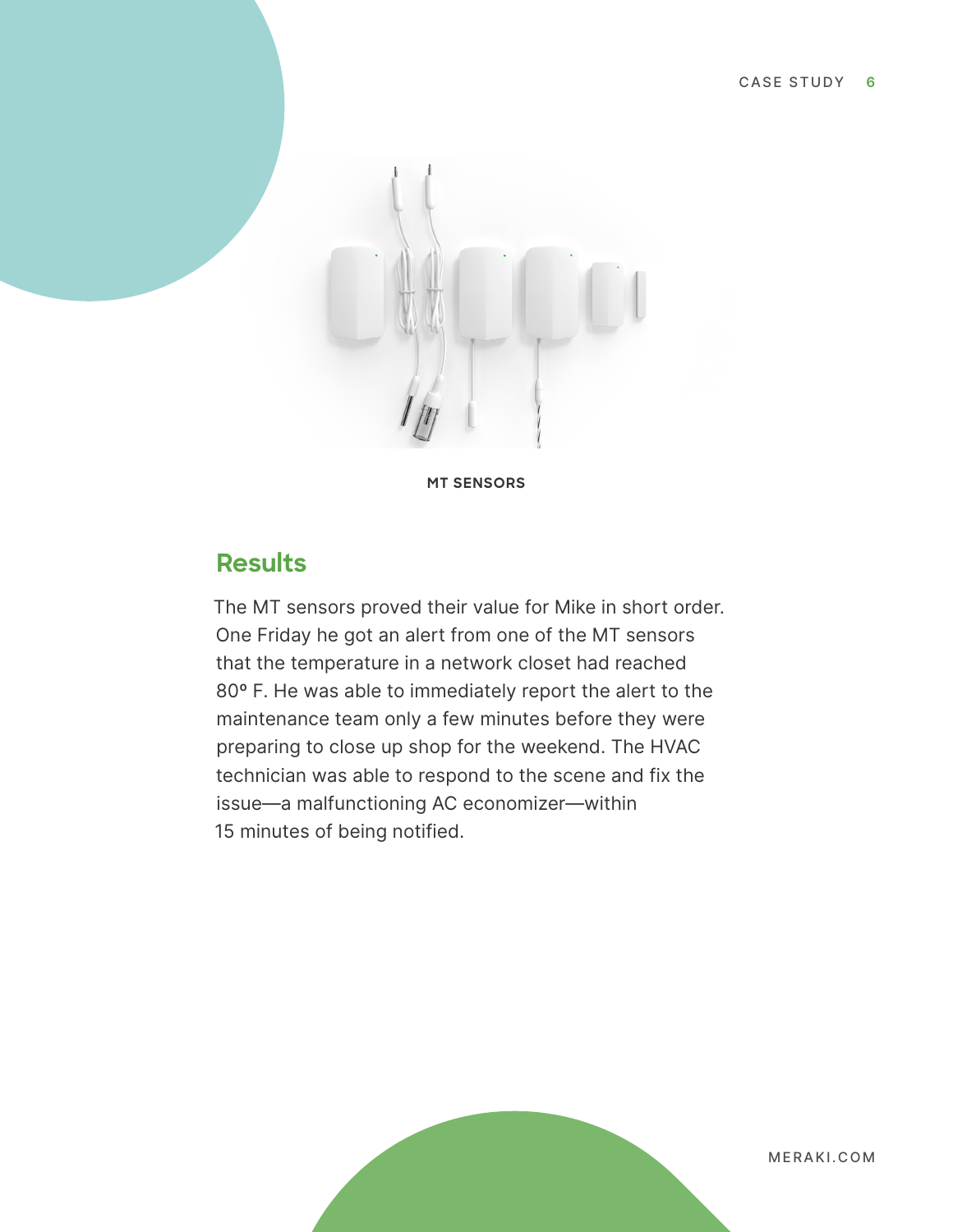MT SENSORS

## Results

The MT sensors proved their value for Mike in short order. One Friday he got an alert from one of the MT sensors that the temperature in a network closet had reached 80º F. He was able to immediately report the alert to the maintenance team only a few minutes before they were preparing to close up shop for the weekend. The HVAC technician was able to respond to the scene and fix the issue—a malfunctioning AC economizer—within 15 minutes of being notified.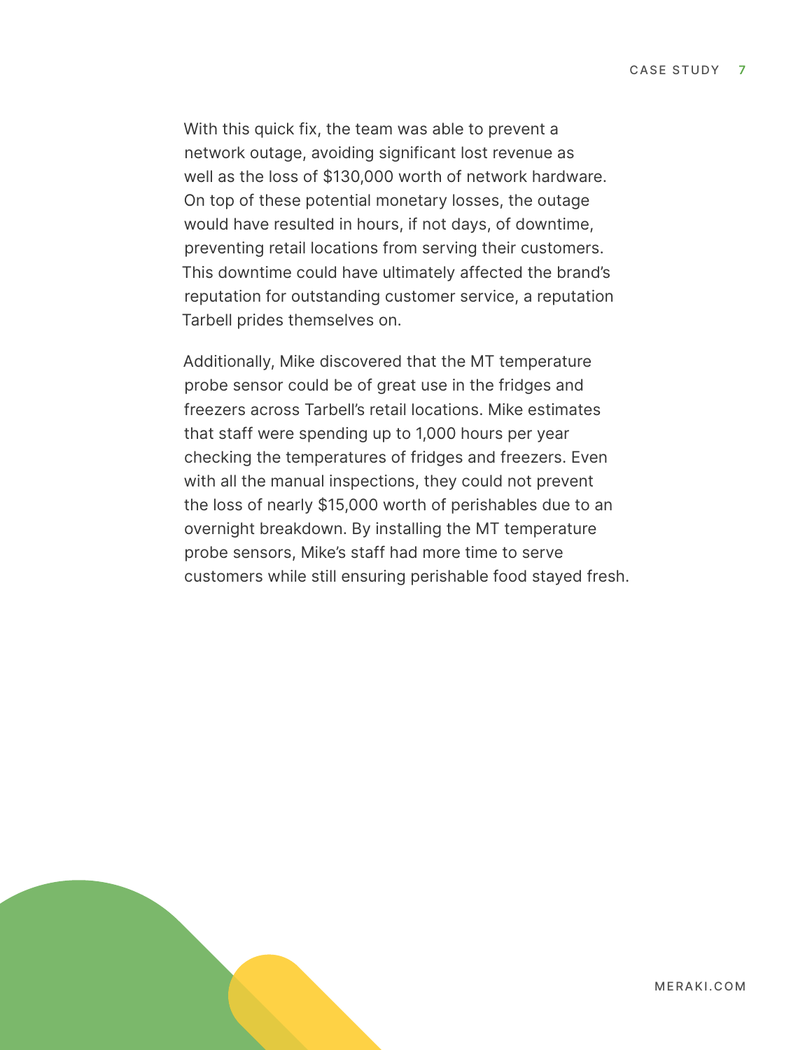With this quick fix, the team was able to prevent a network outage, avoiding significant lost revenue as well as the loss of $130,000 worth of network hardware. On top of these potential monetary losses, the outage would have resulted in hours, if not days, of downtime, preventing retail locations from serving their customers. This downtime could have ultimately affected the brand's reputation for outstanding customer service, a reputation Tarbell prides themselves on.

Additionally, Mike discovered that the MT temperature probe sensor could be of great use in the fridges and freezers across Tarbell's retail locations. Mike estimates that staff were spending up to 1,000 hours per year checking the temperatures of fridges and freezers. Even with all the manual inspections, they could not prevent the loss of nearly $15,000 worth of perishables due to an overnight breakdown. By installing the MT temperature probe sensors, Mike's staff had more time to serve customers while still ensuring perishable food stayed fresh.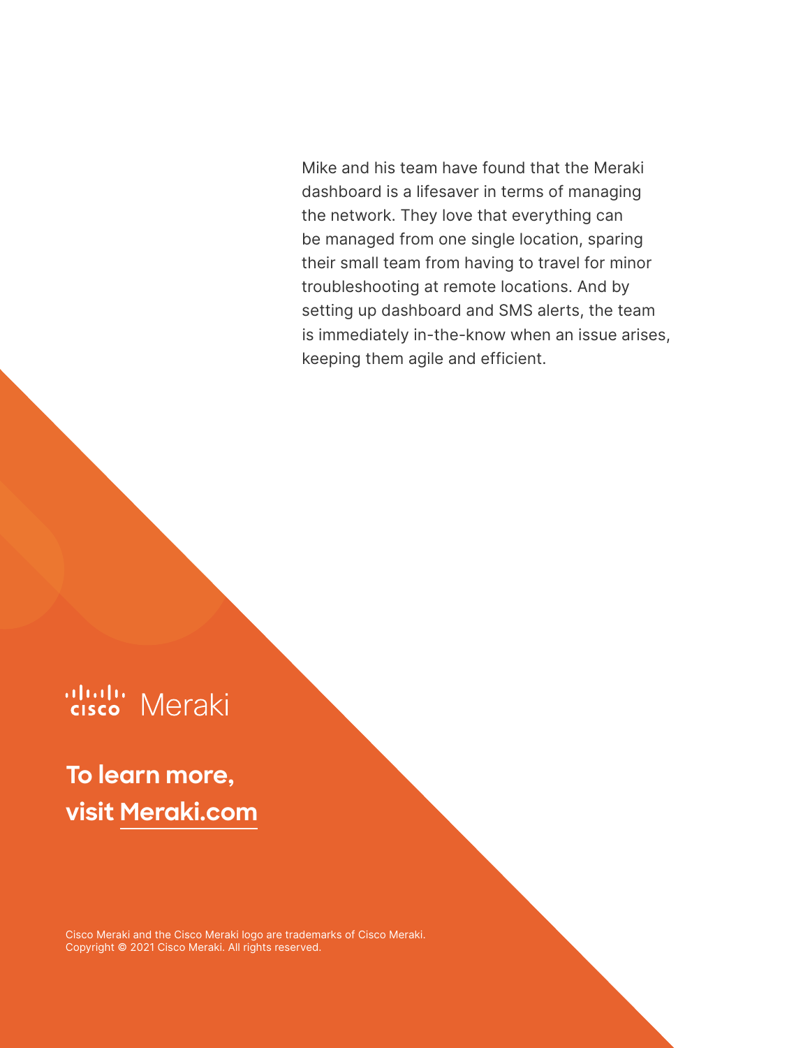Mike and his team have found that the Meraki dashboard is a lifesaver in terms of managing the network. They love that everything can be managed from one single location, sparing their small team from having to travel for minor troubleshooting at remote locations. And by setting up dashboard and SMS alerts, the team is immediately in-the-know when an issue arises, keeping them agile and efficient.

cisco Meraki

**To learn more, visit Meraki.com**

Cisco Meraki and the Cisco Meraki logo are trademarks of Cisco Meraki.
Copyright © 2021 Cisco Meraki. All rights reserved.